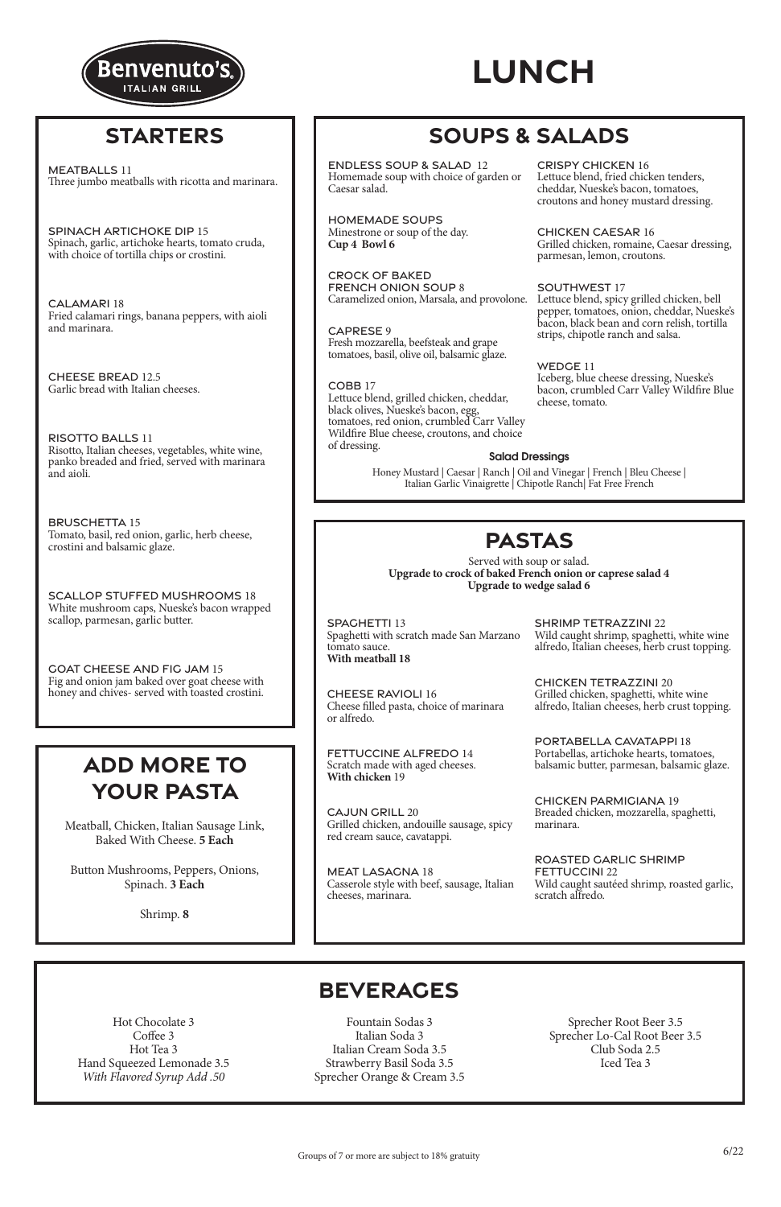Benvenuto's
ITALIAN GRILL

# LUNCH

## STARTERS

MEATBALLS 11
Three jumbo meatballs with ricotta and marinara.

SPINACH ARTICHOKE DIP 15
Spinach, garlic, artichoke hearts, tomato cruda, with choice of tortilla chips or crostini.

CALAMARI 18
Fried calamari rings, banana peppers, with aioli and marinara.

CHEESE BREAD 12.5
Garlic bread with Italian cheeses.

RISOTTO BALLS 11
Risotto, Italian cheeses, vegetables, white wine, panko breaded and fried, served with marinara and aioli.

BRUSCHETTA 15
Tomato, basil, red onion, garlic, herb cheese, crostini and balsamic glaze.

SCALLOP STUFFED MUSHROOMS 18
White mushroom caps, Nueske's bacon wrapped scallop, parmesan, garlic butter.

GOAT CHEESE AND FIG JAM 15
Fig and onion jam baked over goat cheese with honey and chives- served with toasted crostini.

## ADD MORE TO YOUR PASTA

Meatball, Chicken, Italian Sausage Link, Baked With Cheese. **5 Each**

Button Mushrooms, Peppers, Onions, Spinach. **3 Each**

Shrimp. **8**

## SOUPS & SALADS

ENDLESS SOUP & SALAD 12
Homemade soup with choice of garden or Caesar salad.

HOMEMADE SOUPS
Minestrone or soup of the day.
**Cup 4 Bowl 6**

CROCK OF BAKED FRENCH ONION SOUP 8
Caramelized onion, Marsala, and provolone.

CAPRESE 9
Fresh mozzarella, beefsteak and grape tomatoes, basil, olive oil, balsamic glaze.

COBB 17
Lettuce blend, grilled chicken, cheddar, black olives, Nueske's bacon, egg, tomatoes, red onion, crumbled Carr Valley Wildfire Blue cheese, croutons, and choice of dressing.

CRISPY CHICKEN 16
Lettuce blend, fried chicken tenders, cheddar, Nueske's bacon, tomatoes, croutons and honey mustard dressing.

CHICKEN CAESAR 16
Grilled chicken, romaine, Caesar dressing, parmesan, lemon, croutons.

SOUTHWEST 17
Lettuce blend, spicy grilled chicken, bell pepper, tomatoes, onion, cheddar, Nueske's bacon, black bean and corn relish, tortilla strips, chipotle ranch and salsa.

WEDGE 11
Iceberg, blue cheese dressing, Nueske's bacon, crumbled Carr Valley Wildfire Blue cheese, tomato.

**Salad Dressings**

Honey Mustard | Caesar | Ranch | Oil and Vinegar | French | Bleu Cheese | Italian Garlic Vinaigrette | Chipotle Ranch| Fat Free French

## PASTAS

Served with soup or salad.
**Upgrade to crock of baked French onion or caprese salad 4**
**Upgrade to wedge salad 6**

SPAGHETTI 13
Spaghetti with scratch made San Marzano tomato sauce.
**With meatball 18**

CHEESE RAVIOLI 16
Cheese filled pasta, choice of marinara or alfredo.

FETTUCCINE ALFREDO 14
Scratch made with aged cheeses.
**With chicken** 19

CAJUN GRILL 20
Grilled chicken, andouille sausage, spicy red cream sauce, cavatappi.

MEAT LASAGNA 18
Casserole style with beef, sausage, Italian cheeses, marinara.

SHRIMP TETRAZZINI 22
Wild caught shrimp, spaghetti, white wine alfredo, Italian cheeses, herb crust topping.

CHICKEN TETRAZZINI 20
Grilled chicken, spaghetti, white wine alfredo, Italian cheeses, herb crust topping.

PORTABELLA CAVATAPPI 18
Portabellas, artichoke hearts, tomatoes, balsamic butter, parmesan, balsamic glaze.

CHICKEN PARMIGIANA 19
Breaded chicken, mozzarella, spaghetti, marinara.

ROASTED GARLIC SHRIMP FETTUCCINI 22
Wild caught sautéed shrimp, roasted garlic, scratch alfredo.

## BEVERAGES

Hot Chocolate 3
Coffee 3
Hot Tea 3
Hand Squeezed Lemonade 3.5
*With Flavored Syrup Add .50*

Fountain Sodas 3
Italian Soda 3
Italian Cream Soda 3.5
Strawberry Basil Soda 3.5
Sprecher Orange & Cream 3.5

Sprecher Root Beer 3.5
Sprecher Lo-Cal Root Beer 3.5
Club Soda 2.5
Iced Tea 3

Groups of 7 or more are subject to 18% gratuity

6/22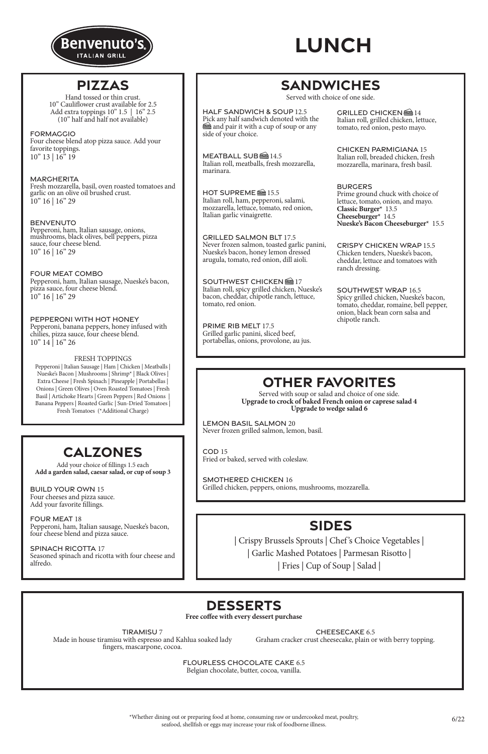Benvenuto's ITALIAN GRILL

# LUNCH

## PIZZAS

Hand tossed or thin crust.
10" Cauliflower crust available for 2.5
Add extra toppings 10" 1.5 | 16" 2.5
(10" half and half not available)

**FORMAGGIO**
Four cheese blend atop pizza sauce. Add your favorite toppings.
10" 13 | 16" 19

**MARGHERITA**
Fresh mozzarella, basil, oven roasted tomatoes and garlic on an olive oil brushed crust.
10" 16 | 16" 29

**BENVENUTO**
Pepperoni, ham, Italian sausage, onions, mushrooms, black olives, bell peppers, pizza sauce, four cheese blend.
10" 16 | 16" 29

**FOUR MEAT COMBO**
Pepperoni, ham, Italian sausage, Nueske's bacon, pizza sauce, four cheese blend.
10" 16 | 16" 29

**PEPPERONI WITH HOT HONEY**
Pepperoni, banana peppers, honey infused with chilies, pizza sauce, four cheese blend.
10" 14 | 16" 26

FRESH TOPPINGS
Pepperoni | Italian Sausage | Ham | Chicken | Meatballs | Nueske's Bacon | Mushrooms | Shrimp* | Black Olives | Extra Cheese | Fresh Spinach | Pineapple | Portabellas | Onions | Green Olives | Oven Roasted Tomatoes | Fresh Basil | Artichoke Hearts | Green Peppers | Red Onions | Banana Peppers | Roasted Garlic | Sun-Dried Tomatoes | Fresh Tomatoes (*Additional Charge)

## CALZONES

Add your choice of fillings 1.5 each
**Add a garden salad, caesar salad, or cup of soup 3**

**BUILD YOUR OWN** 15
Four cheeses and pizza sauce.
Add your favorite fillings.

**FOUR MEAT** 18
Pepperoni, ham, Italian sausage, Nueske's bacon, four cheese blend and pizza sauce.

**SPINACH RICOTTA** 17
Seasoned spinach and ricotta with four cheese and alfredo.

## SANDWICHES

Served with choice of one side.

**HALF SANDWICH & SOUP** 12.5
Pick any half sandwich denoted with the 🥪 and pair it with a cup of soup or any side of your choice.

**MEATBALL SUB** 🥪 14.5
Italian roll, meatballs, fresh mozzarella, marinara.

**HOT SUPREME** 🥪 15.5
Italian roll, ham, pepperoni, salami, mozzarella, lettuce, tomato, red onion, Italian garlic vinaigrette.

**GRILLED SALMON BLT** 17.5
Never frozen salmon, toasted garlic panini, Nueske's bacon, honey lemon dressed arugula, tomato, red onion, dill aioli.

**SOUTHWEST CHICKEN** 🥪 17
Italian roll, spicy grilled chicken, Nueske's bacon, cheddar, chipotle ranch, lettuce, tomato, red onion.

**PRIME RIB MELT** 17.5
Grilled garlic panini, sliced beef, portabellas, onions, provolone, au jus.

**GRILLED CHICKEN** 🥪 14
Italian roll, grilled chicken, lettuce, tomato, red onion, pesto mayo.

**CHICKEN PARMIGIANA** 15
Italian roll, breaded chicken, fresh mozzarella, marinara, fresh basil.

**BURGERS**
Prime ground chuck with choice of lettuce, tomato, onion, and mayo.
**Classic Burger*** 13.5
**Cheeseburger*** 14.5
**Nueske's Bacon Cheeseburger*** 15.5

**CRISPY CHICKEN WRAP** 15.5
Chicken tenders, Nueske's bacon, cheddar, lettuce and tomatoes with ranch dressing.

**SOUTHWEST WRAP** 16.5
Spicy grilled chicken, Nueske's bacon, tomato, cheddar, romaine, bell pepper, onion, black bean corn salsa and chipotle ranch.

## OTHER FAVORITES

Served with soup or salad and choice of one side.
**Upgrade to crock of baked French onion or caprese salad 4**
**Upgrade to wedge salad 6**

**LEMON BASIL SALMON** 20
Never frozen grilled salmon, lemon, basil.

**COD** 15
Fried or baked, served with coleslaw.

**SMOTHERED CHICKEN** 16
Grilled chicken, peppers, onions, mushrooms, mozzarella.

## SIDES

| Crispy Brussels Sprouts | Chef's Choice Vegetables |
| Garlic Mashed Potatoes | Parmesan Risotto |
| Fries | Cup of Soup | Salad |

## DESSERTS

**Free coffee with every dessert purchase**

**TIRAMISU** 7
Made in house tiramisu with espresso and Kahlua soaked lady fingers, mascarpone, cocoa.

**CHEESECAKE** 6.5
Graham cracker crust cheesecake, plain or with berry topping.

**FLOURLESS CHOCOLATE CAKE** 6.5
Belgian chocolate, butter, cocoa, vanilla.

*Whether dining out or preparing food at home, consuming raw or undercooked meat, poultry, seafood, shellfish or eggs may increase your risk of foodborne illness.

6/22